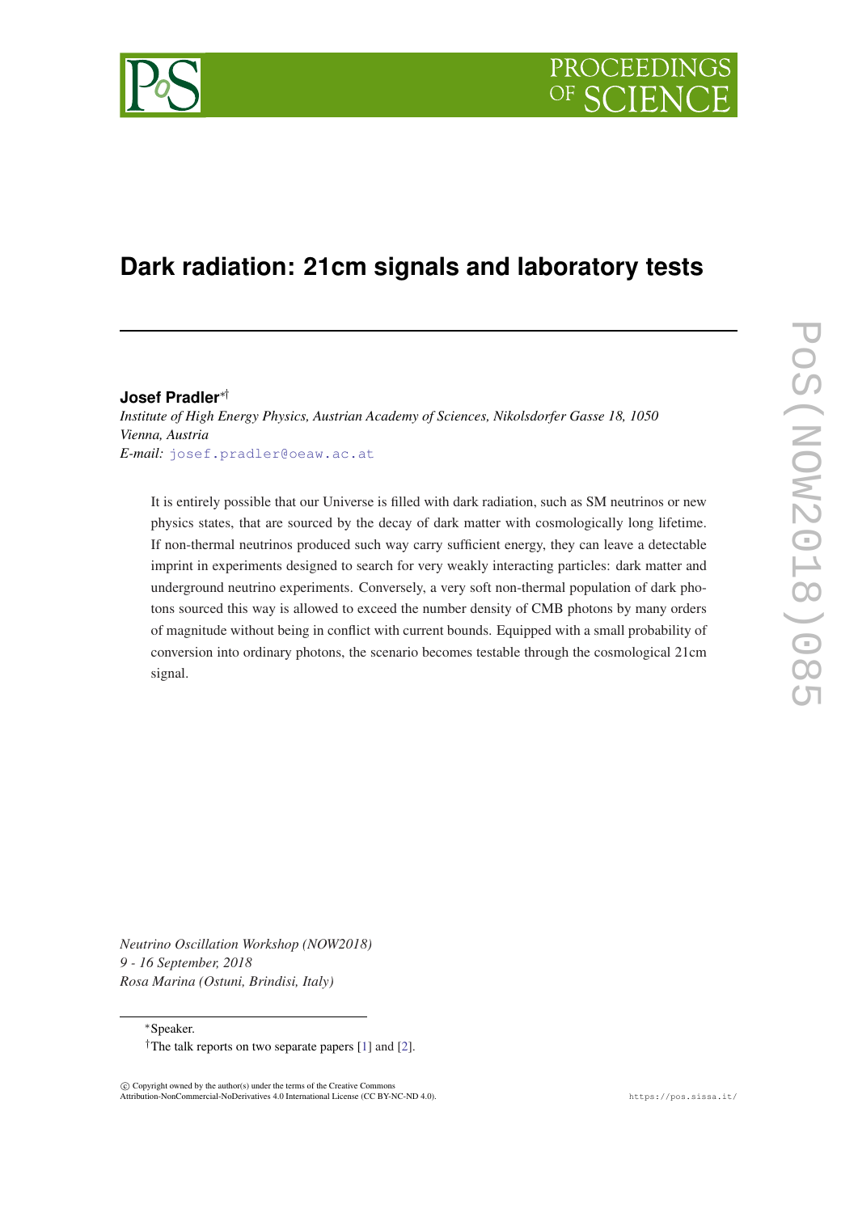# Dark radiation: 21cm signals and laboratory tests

**Josef Pradler**[*†]

*Institute of High Energy Physics, Austrian Academy of Sciences, Nikolsdorfer Gasse 18, 1050 Vienna, Austria*

*E-mail:* josef.pradler@oeaw.ac.at

It is entirely possible that our Universe is filled with dark radiation, such as SM neutrinos or new physics states, that are sourced by the decay of dark matter with cosmologically long lifetime. If non-thermal neutrinos produced such way carry sufficient energy, they can leave a detectable imprint in experiments designed to search for very weakly interacting particles: dark matter and underground neutrino experiments. Conversely, a very soft non-thermal population of dark photons sourced this way is allowed to exceed the number density of CMB photons by many orders of magnitude without being in conflict with current bounds. Equipped with a small probability of conversion into ordinary photons, the scenario becomes testable through the cosmological 21cm signal.

*Neutrino Oscillation Workshop (NOW2018)*
*9 - 16 September, 2018*
*Rosa Marina (Ostuni, Brindisi, Italy)*

[*]Speaker.

[†]The talk reports on two separate papers [1] and [2].

© Copyright owned by the author(s) under the terms of the Creative Commons Attribution-NonCommercial-NoDerivatives 4.0 International License (CC BY-NC-ND 4.0).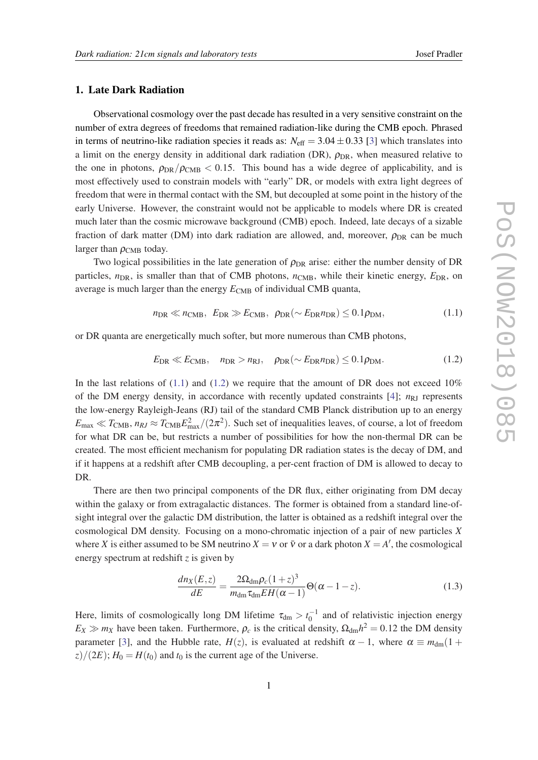## 1. Late Dark Radiation

Observational cosmology over the past decade has resulted in a very sensitive constraint on the number of extra degrees of freedoms that remained radiation-like during the CMB epoch. Phrased in terms of neutrino-like radiation species it reads as: $N_{\rm eff} = 3.04 \pm 0.33$ [3] which translates into a limit on the energy density in additional dark radiation (DR), $\rho_{\rm DR}$, when measured relative to the one in photons, $\rho_{\rm DR}/\rho_{\rm CMB} < 0.15$. This bound has a wide degree of applicability, and is most effectively used to constrain models with "early" DR, or models with extra light degrees of freedom that were in thermal contact with the SM, but decoupled at some point in the history of the early Universe. However, the constraint would not be applicable to models where DR is created much later than the cosmic microwave background (CMB) epoch. Indeed, late decays of a sizable fraction of dark matter (DM) into dark radiation are allowed, and, moreover, $\rho_{\rm DR}$ can be much larger than $\rho_{\rm CMB}$ today.

Two logical possibilities in the late generation of $\rho_{\rm DR}$ arise: either the number density of DR particles, $n_{\rm DR}$, is smaller than that of CMB photons, $n_{\rm CMB}$, while their kinetic energy, $E_{\rm DR}$, on average is much larger than the energy $E_{\rm CMB}$ of individual CMB quanta,

$$n_{\rm DR} \ll n_{\rm CMB}, \;\; E_{\rm DR} \gg E_{\rm CMB}, \;\; \rho_{\rm DR}(\sim E_{\rm DR} n_{\rm DR}) \leq 0.1 \rho_{\rm DM}, \tag{1.1}$$

or DR quanta are energetically much softer, but more numerous than CMB photons,

$$E_{\rm DR} \ll E_{\rm CMB}, \quad n_{\rm DR} > n_{\rm RJ}, \quad \rho_{\rm DR}(\sim E_{\rm DR} n_{\rm DR}) \leq 0.1 \rho_{\rm DM}. \tag{1.2}$$

In the last relations of (1.1) and (1.2) we require that the amount of DR does not exceed 10% of the DM energy density, in accordance with recently updated constraints [4]; $n_{\rm RJ}$ represents the low-energy Rayleigh-Jeans (RJ) tail of the standard CMB Planck distribution up to an energy $E_{\rm max} \ll T_{\rm CMB}$, $n_{RJ} \approx T_{\rm CMB} E_{\rm max}^2/(2\pi^2)$. Such set of inequalities leaves, of course, a lot of freedom for what DR can be, but restricts a number of possibilities for how the non-thermal DR can be created. The most efficient mechanism for populating DR radiation states is the decay of DM, and if it happens at a redshift after CMB decoupling, a per-cent fraction of DM is allowed to decay to DR.

There are then two principal components of the DR flux, either originating from DM decay within the galaxy or from extragalactic distances. The former is obtained from a standard line-of-sight integral over the galactic DM distribution, the latter is obtained as a redshift integral over the cosmological DM density. Focusing on a mono-chromatic injection of a pair of new particles $X$ where $X$ is either assumed to be SM neutrino $X = \nu$ or $\bar{\nu}$ or a dark photon $X = A'$, the cosmological energy spectrum at redshift $z$ is given by

$$\frac{dn_X(E,z)}{dE} = \frac{2\Omega_{\rm dm}\rho_c(1+z)^3}{m_{\rm dm}\tau_{\rm dm} E H(\alpha-1)} \Theta(\alpha - 1 - z). \tag{1.3}$$

Here, limits of cosmologically long DM lifetime $\tau_{\rm dm} > t_0^{-1}$ and of relativistic injection energy $E_X \gg m_X$ have been taken. Furthermore, $\rho_c$ is the critical density, $\Omega_{\rm dm} h^2 = 0.12$ the DM density parameter [3], and the Hubble rate, $H(z)$, is evaluated at redshift $\alpha - 1$, where $\alpha \equiv m_{\rm dm}(1+z)/(2E)$; $H_0 = H(t_0)$ and $t_0$ is the current age of the Universe.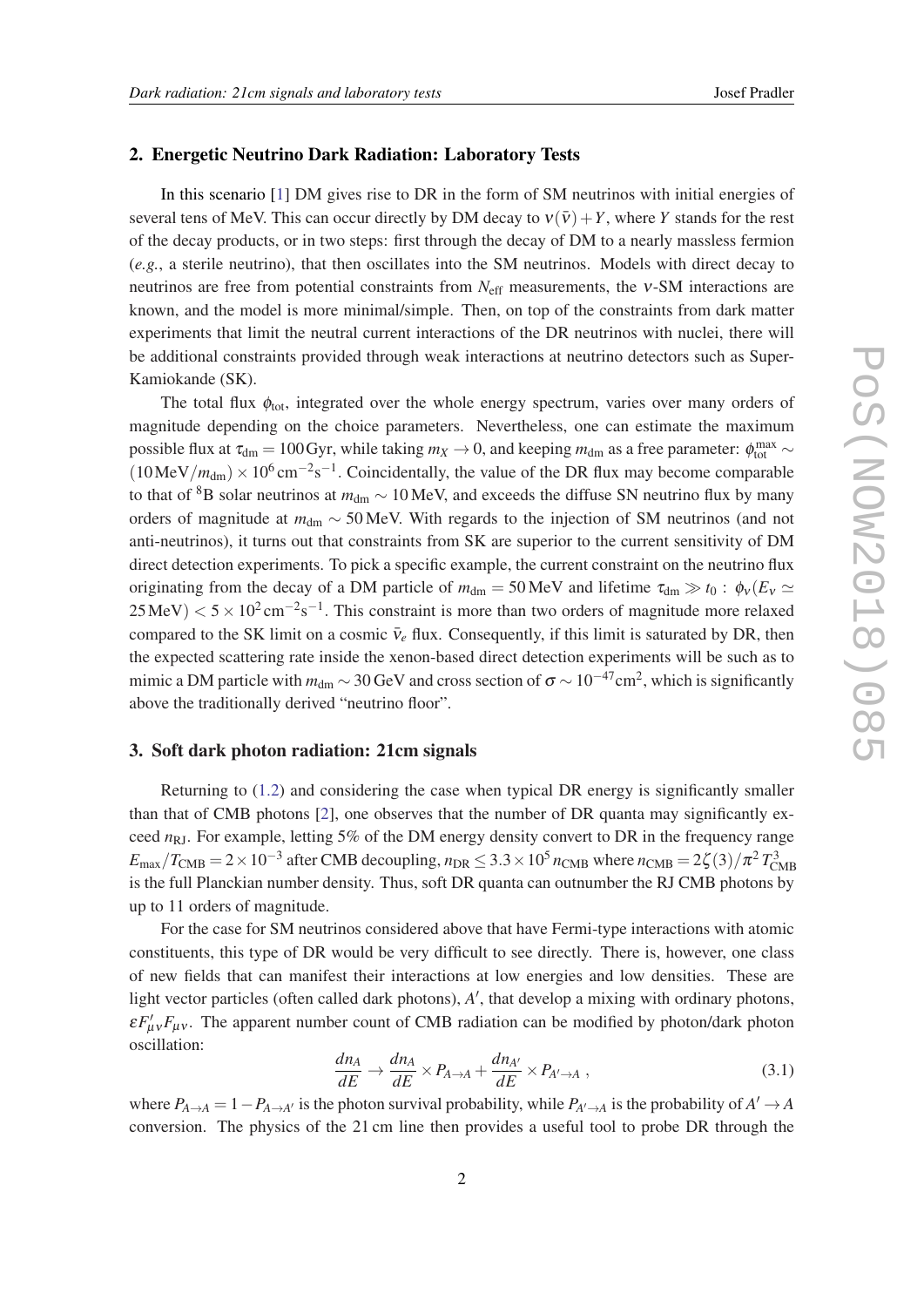## 2. Energetic Neutrino Dark Radiation: Laboratory Tests

In this scenario [1] DM gives rise to DR in the form of SM neutrinos with initial energies of several tens of MeV. This can occur directly by DM decay to $\nu(\bar{\nu}) + Y$, where $Y$ stands for the rest of the decay products, or in two steps: first through the decay of DM to a nearly massless fermion (*e.g.*, a sterile neutrino), that then oscillates into the SM neutrinos. Models with direct decay to neutrinos are free from potential constraints from $N_{\rm eff}$ measurements, the $\nu$-SM interactions are known, and the model is more minimal/simple. Then, on top of the constraints from dark matter experiments that limit the neutral current interactions of the DR neutrinos with nuclei, there will be additional constraints provided through weak interactions at neutrino detectors such as Super-Kamiokande (SK).

The total flux $\phi_{\rm tot}$, integrated over the whole energy spectrum, varies over many orders of magnitude depending on the choice parameters. Nevertheless, one can estimate the maximum possible flux at $\tau_{\rm dm} = 100\,{\rm Gyr}$, while taking $m_X \to 0$, and keeping $m_{\rm dm}$ as a free parameter: $\phi_{\rm tot}^{\rm max} \sim (10\,{\rm MeV}/m_{\rm dm}) \times 10^6\,{\rm cm}^{-2}{\rm s}^{-1}$. Coincidentally, the value of the DR flux may become comparable to that of $^8$B solar neutrinos at $m_{\rm dm} \sim 10\,{\rm MeV}$, and exceeds the diffuse SN neutrino flux by many orders of magnitude at $m_{\rm dm} \sim 50\,{\rm MeV}$. With regards to the injection of SM neutrinos (and not anti-neutrinos), it turns out that constraints from SK are superior to the current sensitivity of DM direct detection experiments. To pick a specific example, the current constraint on the neutrino flux originating from the decay of a DM particle of $m_{\rm dm} = 50\,{\rm MeV}$ and lifetime $\tau_{\rm dm} \gg t_0$ : $\phi_\nu(E_\nu \simeq 25\,{\rm MeV}) < 5 \times 10^2\,{\rm cm}^{-2}{\rm s}^{-1}$. This constraint is more than two orders of magnitude more relaxed compared to the SK limit on a cosmic $\bar{\nu}_e$ flux. Consequently, if this limit is saturated by DR, then the expected scattering rate inside the xenon-based direct detection experiments will be such as to mimic a DM particle with $m_{\rm dm} \sim 30\,{\rm GeV}$ and cross section of $\sigma \sim 10^{-47}{\rm cm}^2$, which is significantly above the traditionally derived "neutrino floor".

## 3. Soft dark photon radiation: 21cm signals

Returning to (1.2) and considering the case when typical DR energy is significantly smaller than that of CMB photons [2], one observes that the number of DR quanta may significantly exceed $n_{\rm RJ}$. For example, letting 5% of the DM energy density convert to DR in the frequency range $E_{\rm max}/T_{\rm CMB} = 2 \times 10^{-3}$ after CMB decoupling, $n_{\rm DR} \leq 3.3 \times 10^5\, n_{\rm CMB}$ where $n_{\rm CMB} = 2\zeta(3)/\pi^2\, T_{\rm CMB}^3$ is the full Planckian number density. Thus, soft DR quanta can outnumber the RJ CMB photons by up to 11 orders of magnitude.

For the case for SM neutrinos considered above that have Fermi-type interactions with atomic constituents, this type of DR would be very difficult to see directly. There is, however, one class of new fields that can manifest their interactions at low energies and low densities. These are light vector particles (often called dark photons), $A'$, that develop a mixing with ordinary photons, $\varepsilon F'_{\mu\nu} F_{\mu\nu}$. The apparent number count of CMB radiation can be modified by photon/dark photon oscillation:

$$\frac{dn_A}{dE} \to \frac{dn_A}{dE} \times P_{A\to A} + \frac{dn_{A'}}{dE} \times P_{A'\to A}\,, \tag{3.1}$$

where $P_{A\to A} = 1 - P_{A\to A'}$ is the photon survival probability, while $P_{A'\to A}$ is the probability of $A' \to A$ conversion. The physics of the 21 cm line then provides a useful tool to probe DR through the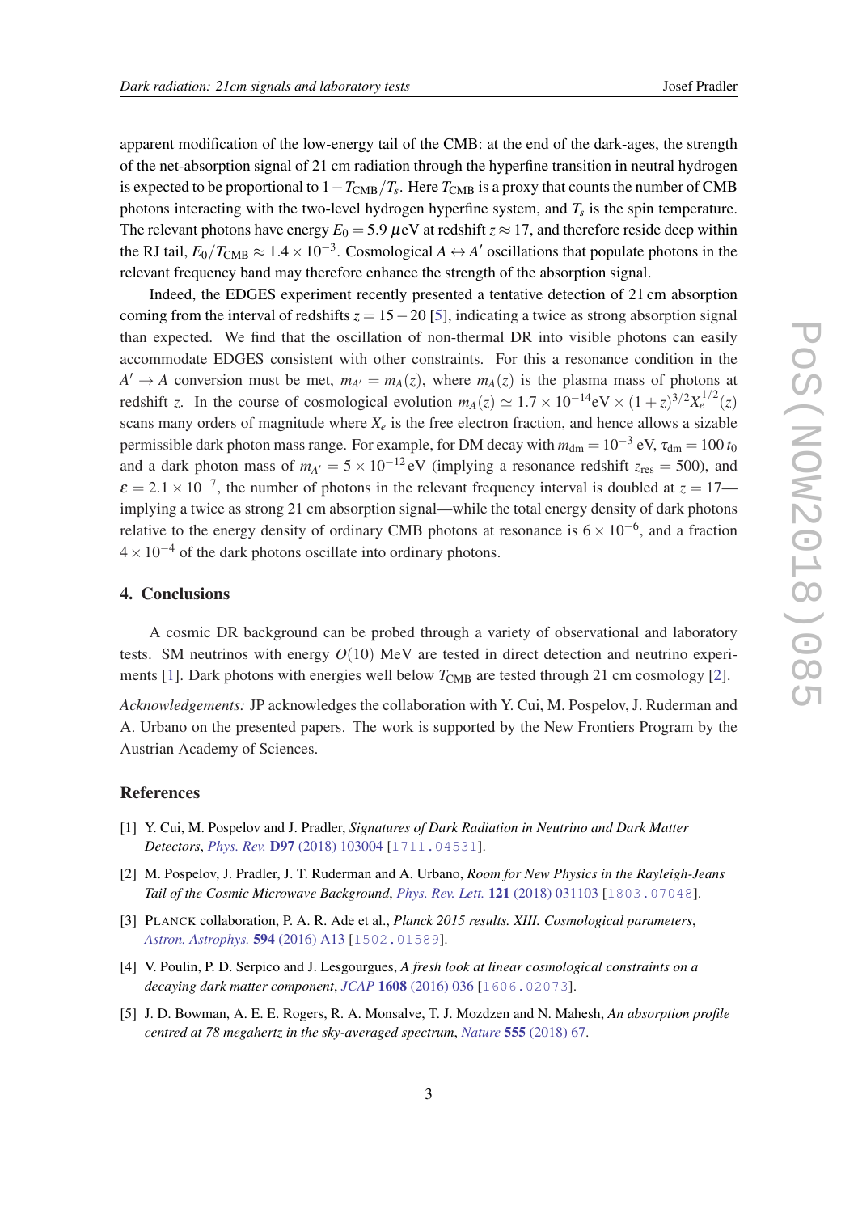apparent modification of the low-energy tail of the CMB: at the end of the dark-ages, the strength of the net-absorption signal of 21 cm radiation through the hyperfine transition in neutral hydrogen is expected to be proportional to $1 - T_{\rm CMB}/T_s$. Here $T_{\rm CMB}$ is a proxy that counts the number of CMB photons interacting with the two-level hydrogen hyperfine system, and $T_s$ is the spin temperature. The relevant photons have energy $E_0 = 5.9\,\mu$eV at redshift $z \approx 17$, and therefore reside deep within the RJ tail, $E_0/T_{\rm CMB} \approx 1.4 \times 10^{-3}$. Cosmological $A \leftrightarrow A'$ oscillations that populate photons in the relevant frequency band may therefore enhance the strength of the absorption signal.

Indeed, the EDGES experiment recently presented a tentative detection of 21 cm absorption coming from the interval of redshifts $z = 15 - 20$ [5], indicating a twice as strong absorption signal than expected. We find that the oscillation of non-thermal DR into visible photons can easily accommodate EDGES consistent with other constraints. For this a resonance condition in the $A' \to A$ conversion must be met, $m_{A'} = m_A(z)$, where $m_A(z)$ is the plasma mass of photons at redshift $z$. In the course of cosmological evolution $m_A(z) \simeq 1.7 \times 10^{-14}\text{eV} \times (1+z)^{3/2} X_e^{1/2}(z)$ scans many orders of magnitude where $X_e$ is the free electron fraction, and hence allows a sizable permissible dark photon mass range. For example, for DM decay with $m_{\rm dm} = 10^{-3}$ eV, $\tau_{\rm dm} = 100\, t_0$ and a dark photon mass of $m_{A'} = 5 \times 10^{-12}\,$eV (implying a resonance redshift $z_{\rm res} = 500$), and $\varepsilon = 2.1 \times 10^{-7}$, the number of photons in the relevant frequency interval is doubled at $z = 17$—implying a twice as strong 21 cm absorption signal—while the total energy density of dark photons relative to the energy density of ordinary CMB photons at resonance is $6 \times 10^{-6}$, and a fraction $4 \times 10^{-4}$ of the dark photons oscillate into ordinary photons.

## 4. Conclusions

A cosmic DR background can be probed through a variety of observational and laboratory tests. SM neutrinos with energy $O(10)$ MeV are tested in direct detection and neutrino experiments [1]. Dark photons with energies well below $T_{\rm CMB}$ are tested through 21 cm cosmology [2].

*Acknowledgements:* JP acknowledges the collaboration with Y. Cui, M. Pospelov, J. Ruderman and A. Urbano on the presented papers. The work is supported by the New Frontiers Program by the Austrian Academy of Sciences.

## References

[1] Y. Cui, M. Pospelov and J. Pradler, *Signatures of Dark Radiation in Neutrino and Dark Matter Detectors*, *Phys. Rev.* **D97** (2018) 103004 [1711.04531].

[2] M. Pospelov, J. Pradler, J. T. Ruderman and A. Urbano, *Room for New Physics in the Rayleigh-Jeans Tail of the Cosmic Microwave Background*, *Phys. Rev. Lett.* **121** (2018) 031103 [1803.07048].

[3] PLANCK collaboration, P. A. R. Ade et al., *Planck 2015 results. XIII. Cosmological parameters*, *Astron. Astrophys.* **594** (2016) A13 [1502.01589].

[4] V. Poulin, P. D. Serpico and J. Lesgourgues, *A fresh look at linear cosmological constraints on a decaying dark matter component*, *JCAP* **1608** (2016) 036 [1606.02073].

[5] J. D. Bowman, A. E. E. Rogers, R. A. Monsalve, T. J. Mozdzen and N. Mahesh, *An absorption profile centred at 78 megahertz in the sky-averaged spectrum*, *Nature* **555** (2018) 67.